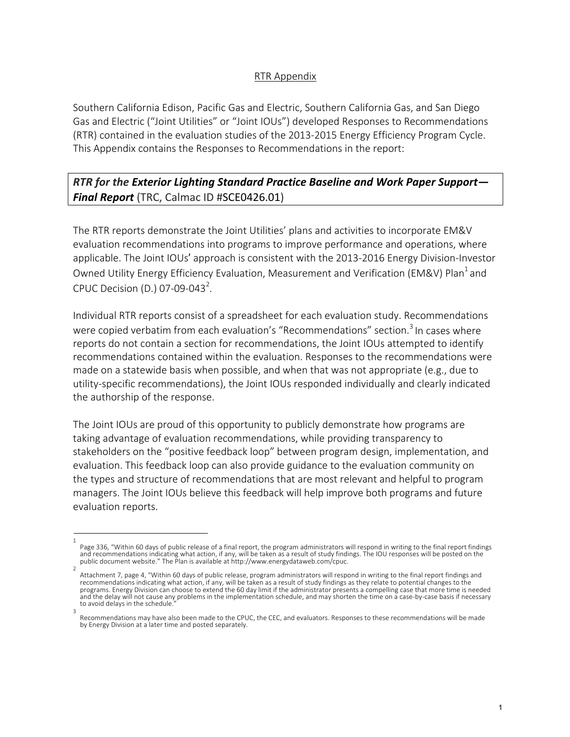RTR Appendix

Southern California Edison, Pacific Gas and Electric, Southern California Gas, and San Diego Gas and Electric ("Joint Utilities" or "Joint IOUs") developed Responses to Recommendations (RTR) contained in the evaluation studies of the 2013-2015 Energy Efficiency Program Cycle. This Appendix contains the Responses to Recommendations in the report:

***RTR for the Exterior Lighting Standard Practice Baseline and Work Paper Support—Final Report*** (TRC, Calmac ID #SCE0426.01)

The RTR reports demonstrate the Joint Utilities' plans and activities to incorporate EM&V evaluation recommendations into programs to improve performance and operations, where applicable. The Joint IOUs' approach is consistent with the 2013-2016 Energy Division-Investor Owned Utility Energy Efficiency Evaluation, Measurement and Verification (EM&V) Plan[1] and CPUC Decision (D.) 07-09-043[2].

Individual RTR reports consist of a spreadsheet for each evaluation study. Recommendations were copied verbatim from each evaluation's "Recommendations" section.[3] In cases where reports do not contain a section for recommendations, the Joint IOUs attempted to identify recommendations contained within the evaluation. Responses to the recommendations were made on a statewide basis when possible, and when that was not appropriate (e.g., due to utility-specific recommendations), the Joint IOUs responded individually and clearly indicated the authorship of the response.

The Joint IOUs are proud of this opportunity to publicly demonstrate how programs are taking advantage of evaluation recommendations, while providing transparency to stakeholders on the "positive feedback loop" between program design, implementation, and evaluation. This feedback loop can also provide guidance to the evaluation community on the types and structure of recommendations that are most relevant and helpful to program managers. The Joint IOUs believe this feedback will help improve both programs and future evaluation reports.

---

[1] Page 336, "Within 60 days of public release of a final report, the program administrators will respond in writing to the final report findings and recommendations indicating what action, if any, will be taken as a result of study findings. The IOU responses will be posted on the public document website." The Plan is available at http://www.energydataweb.com/cpuc.

[2] Attachment 7, page 4, "Within 60 days of public release, program administrators will respond in writing to the final report findings and recommendations indicating what action, if any, will be taken as a result of study findings as they relate to potential changes to the programs. Energy Division can choose to extend the 60 day limit if the administrator presents a compelling case that more time is needed and the delay will not cause any problems in the implementation schedule, and may shorten the time on a case-by-case basis if necessary to avoid delays in the schedule."

[3] Recommendations may have also been made to the CPUC, the CEC, and evaluators. Responses to these recommendations will be made by Energy Division at a later time and posted separately.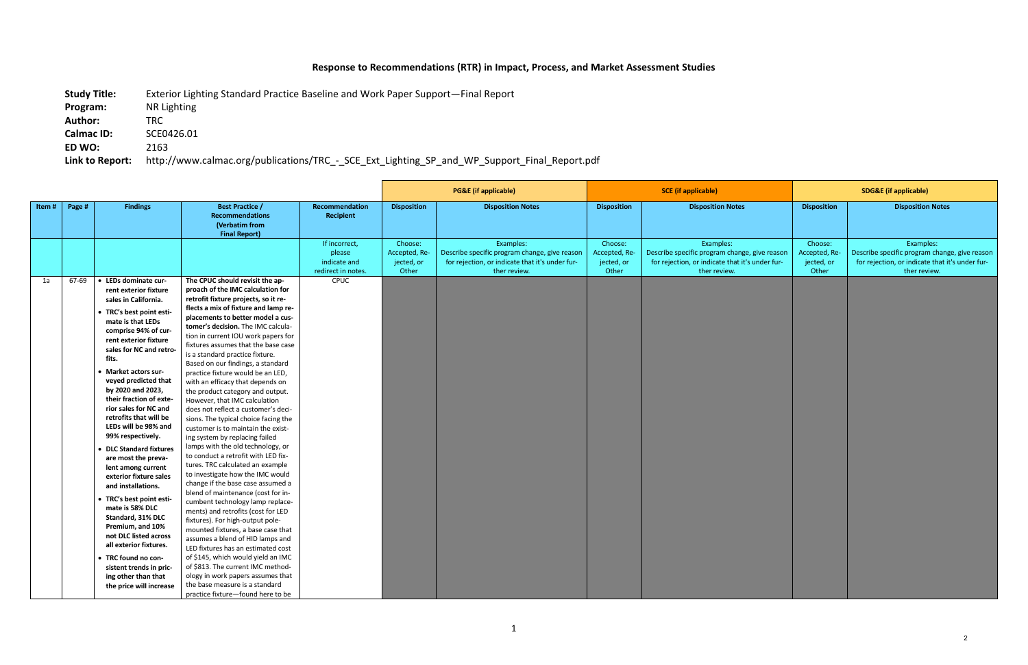## Response to Recommendations (RTR) in Impact, Process, and Market Assessment Studies

**Study Title:** Exterior Lighting Standard Practice Baseline and Work Paper Support—Final Report
**Program:** NR Lighting
**Author:** TRC
**Calmac ID:** SCE0426.01
**ED WO:** 2163
**Link to Report:** http://www.calmac.org/publications/TRC_-_SCE_Ext_Lighting_SP_and_WP_Support_Final_Report.pdf

| | | | | | PG&E (if applicable) | | SCE (if applicable) | | SDG&E (if applicable) | |
|---|---|---|---|---|---|---|---|---|---|---|
| **Item #** | **Page #** | **Findings** | **Best Practice / Recommendations (Verbatim from Final Report)** | **Recommendation Recipient** | **Disposition** | **Disposition Notes** | **Disposition** | **Disposition Notes** | **Disposition** | **Disposition Notes** |
| | | | | If incorrect, please indicate and redirect in notes. | Choose: Accepted, Rejected, or Other | Examples: Describe specific program change, give reason for rejection, or indicate that it's under further review. | Choose: Accepted, Rejected, or Other | Examples: Describe specific program change, give reason for rejection, or indicate that it's under further review. | Choose: Accepted, Rejected, or Other | Examples: Describe specific program change, give reason for rejection, or indicate that it's under further review. |
| 1a | 67-69 | • **LEDs dominate current exterior fixture sales in California.** • **TRC's best point estimate is that LEDs comprise 94% of current exterior fixture sales for NC and retrofits.** • **Market actors surveyed predicted that by 2020 and 2023, their fraction of exterior sales for NC and retrofits that will be LEDs will be 98% and 99% respectively.** • **DLC Standard fixtures are most the prevalent among current exterior fixture sales and installations.** • **TRC's best point estimate is 58% DLC Standard, 31% DLC Premium, and 10% not DLC listed across all exterior fixtures.** • **TRC found no consistent trends in pricing other than that the price will increase** | **The CPUC should revisit the approach of the IMC calculation for retrofit fixture projects, so it reflects a mix of fixture and lamp replacements to better model a customer's decision.** The IMC calculation in current IOU work papers for fixtures assumes that the base case is a standard practice fixture. Based on our findings, a standard practice fixture would be an LED, with an efficacy that depends on the product category and output. However, that IMC calculation does not reflect a customer's decisions. The typical choice facing the customer is to maintain the existing system by replacing failed lamps with the old technology, or to conduct a retrofit with LED fixtures. TRC calculated an example to investigate how the IMC would change if the base case assumed a blend of maintenance (cost for incumbent technology lamp replacements) and retrofits (cost for LED fixtures). For high-output pole-mounted fixtures, a base case that assumes a blend of HID lamps and LED fixtures has an estimated cost of \$145, which would yield an IMC of \$813. The current IMC methodology in work papers that assumes that the base measure is a standard practice fixture—found here to be | CPUC | | | | | | |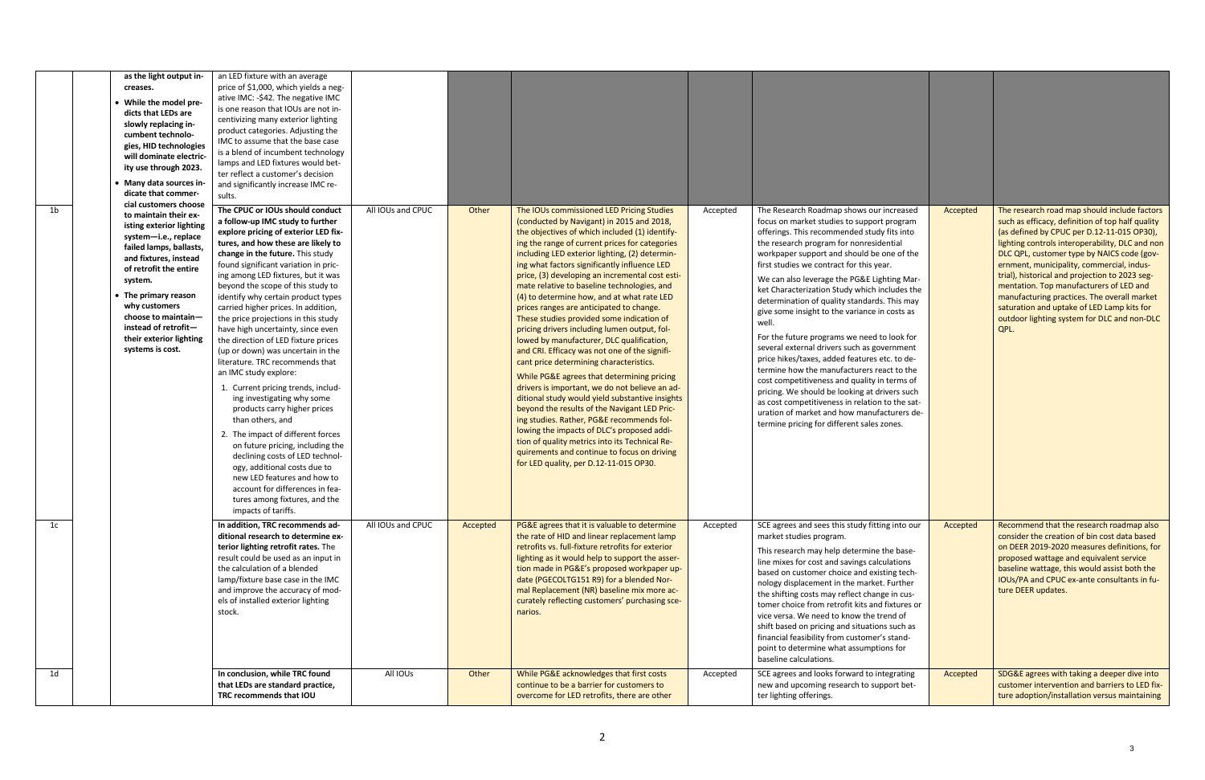| | | | | | | | | | | |
|---|---|---|---|---|---|---|---|---|---|---|
| | | **as the light output increases.**<br>• **While the model predicts that LEDs are slowly replacing incumbent technologies, HID technologies will dominate electricity use through 2023.**<br>• **Many data sources indicate that commercial customers choose to maintain their existing exterior lighting system—i.e., replace failed lamps, ballasts, and fixtures, instead of retrofit the entire system.**<br>• **The primary reason why customers choose to maintain—instead of retrofit—their exterior lighting systems is cost.** | an LED fixture with an average price of $1,000, which yields a negative IMC: -$42. The negative IMC is one reason that IOUs are not incentivizing many exterior lighting product categories. Adjusting the IMC to assume that the base case is a blend of incumbent technology lamps and LED fixtures would better reflect a customer's decision and significantly increase IMC results. | | | | | | | |
| 1b | | | **The CPUC or IOUs should conduct a follow-up IMC study to further explore pricing of exterior LED fixtures, and how these are likely to change in the future.** This study found significant variation in pricing among LED fixtures, but it was beyond the scope of this study to identify why certain product types carried higher prices. In addition, the price projections in this study have high uncertainty, since even the direction of LED fixture prices (up or down) was uncertain in the literature. TRC recommends that an IMC study explore:<br>1. Current pricing trends, including investigating why some products carry higher prices than others, and<br>2. The impact of different forces on future pricing, including the declining costs of LED technology, additional costs due to new LED features and how to account for differences in features among fixtures, and the impacts of tariffs. | All IOUs and CPUC | Other | The IOUs commissioned LED Pricing Studies (conducted by Navigant) in 2015 and 2018, the objectives of which included (1) identifying the range of current prices for categories including LED exterior lighting, (2) determining what factors significantly influence LED price, (3) developing an incremental cost estimate relative to baseline technologies, and (4) to determine how, and at what rate LED prices ranges are anticipated to change. These studies provided some indication of pricing drivers including lumen output, followed by manufacturer, DLC qualification, and CRI. Efficacy was not one of the significant price determining characteristics.<br>While PG&E agrees that determining pricing drivers is important, we do not believe an additional study would yield substantive insights beyond the results of the Navigant LED Pricing studies. Rather, PG&E recommends following the impacts of DLC's proposed addition of quality metrics into its Technical Requirements and continue to focus on driving for LED quality, per D.12-11-015 OP30. | Accepted | The Research Roadmap shows our increased focus on market studies to support program offerings. This recommended study fits into the research program for nonresidential workpaper support and should be one of the first studies we contract for this year.<br>We can also leverage the PG&E Lighting Market Characterization Study which includes the determination of quality standards. This may give some insight to the variance in costs as well.<br>For the future programs we need to look for several external drivers such as government price hikes/taxes, added features etc. to determine how the manufacturers react to the cost competitiveness and quality in terms of pricing. We should be looking at drivers such as cost competitiveness in relation to the saturation of market and how manufacturers determine pricing for different sales zones. | Accepted | The research road map should include factors such as efficacy, definition of top half quality (as defined by CPUC per D.12-11-015 OP30), lighting controls interoperability, DLC and non DLC QPL, customer type by NAICS code (government, municipality, commercial, industrial), historical and projection to 2023 segmentation. Top manufacturers of LED and manufacturing practices. The overall market saturation and uptake of LED Lamp kits for outdoor lighting system for DLC and non-DLC QPL. |
| 1c | | | **In addition, TRC recommends additional research to determine exterior lighting retrofit rates.** The result could be used as an input in the calculation of a blended lamp/fixture base case in the IMC and improve the accuracy of models of installed exterior lighting stock. | All IOUs and CPUC | Accepted | PG&E agrees that it is valuable to determine the rate of HID and linear replacement lamp retrofits vs. full-fixture retrofits for exterior lighting as it would help to support the assertion made in PG&E's proposed workpaper update (PGECOLTG151 R9) for a blended Normal Replacement (NR) baseline mix more accurately reflecting customers' purchasing scenarios. | Accepted | SCE agrees and sees this study fitting into our market studies program.<br>This research may help determine the baseline mixes for cost and savings calculations based on customer choice and existing technology displacement in the market. Further the shifting costs may reflect change in customer choice from retrofit kits and fixtures or vice versa. We need to know the trend of shift based on pricing and situations such as financial feasibility from customer's standpoint to determine what assumptions for baseline calculations. | Accepted | Recommend that the research roadmap also consider the creation of bin cost data based on DEER 2019-2020 measures definitions, for proposed wattage and equivalent service baseline wattage, this would assist both the IOUs/PA and CPUC ex-ante consultants in future DEER updates. |
| 1d | | | **In conclusion, while TRC found that LEDs are standard practice, TRC recommends that IOU** | All IOUs | Other | While PG&E acknowledges that first costs continue to be a barrier for customers to overcome for LED retrofits, there are other | Accepted | SCE agrees and looks forward to integrating new and upcoming research to support better lighting offerings. | Accepted | SDG&E agrees with taking a deeper dive into customer intervention and barriers to LED fixture adoption/installation versus maintaining |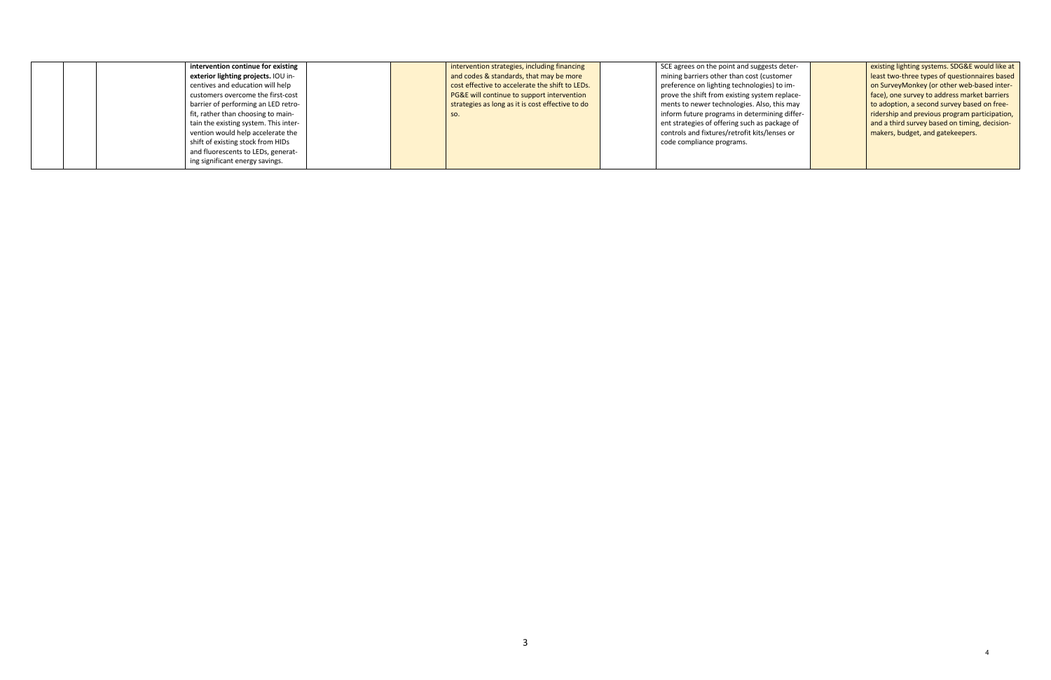| | | | | | | | | | | |
|---|---|---|---|---|---|---|---|---|---|---|
| | | | **intervention continue for existing exterior lighting projects.** IOU incentives and education will help customers overcome the first-cost barrier of performing an LED retrofit, rather than choosing to maintain the existing system. This intervention would help accelerate the shift of existing stock from HIDs and fluorescents to LEDs, generating significant energy savings. | | | intervention strategies, including financing and codes & standards, that may be more cost effective to accelerate the shift to LEDs. PG&E will continue to support intervention strategies as long as it is cost effective to do so. | | SCE agrees on the point and suggests determining barriers other than cost (customer preference on lighting technologies) to improve the shift from existing system replacements to newer technologies. Also, this may inform future programs in determining different strategies of offering such as package of controls and fixtures/retrofit kits/lenses or code compliance programs. | | existing lighting systems. SDG&E would like at least two-three types of questionnaires based on SurveyMonkey (or other web-based interface), one survey to address market barriers to adoption, a second survey based on free-ridership and previous program participation, and a third survey based on timing, decision-makers, budget, and gatekeepers. |